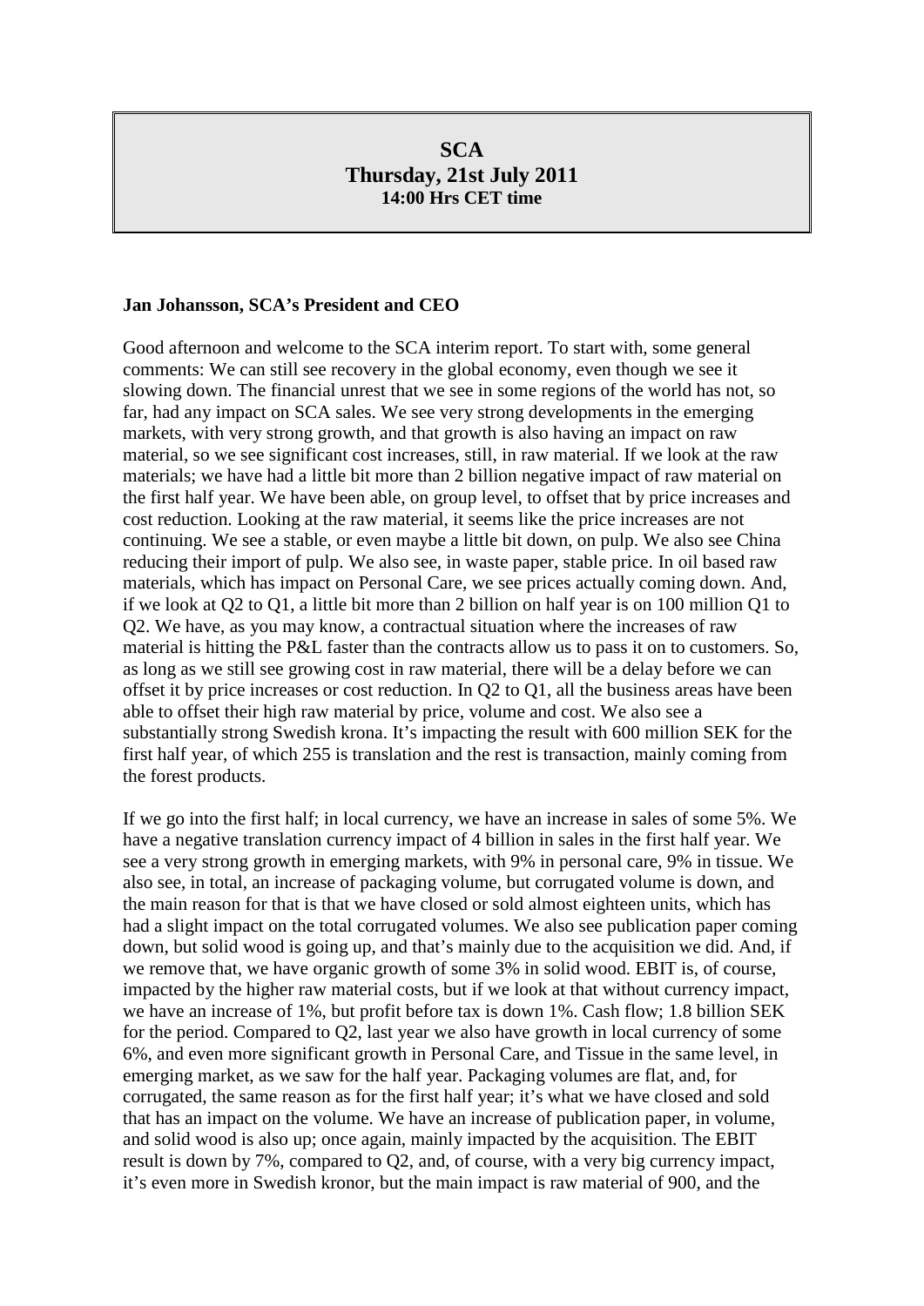# SCA
## Thursday, 21st July 2011
### 14:00 Hrs CET time

**Jan Johansson, SCA's President and CEO**

Good afternoon and welcome to the SCA interim report. To start with, some general comments: We can still see recovery in the global economy, even though we see it slowing down. The financial unrest that we see in some regions of the world has not, so far, had any impact on SCA sales. We see very strong developments in the emerging markets, with very strong growth, and that growth is also having an impact on raw material, so we see significant cost increases, still, in raw material. If we look at the raw materials; we have had a little bit more than 2 billion negative impact of raw material on the first half year. We have been able, on group level, to offset that by price increases and cost reduction. Looking at the raw material, it seems like the price increases are not continuing. We see a stable, or even maybe a little bit down, on pulp. We also see China reducing their import of pulp. We also see, in waste paper, stable price. In oil based raw materials, which has impact on Personal Care, we see prices actually coming down. And, if we look at Q2 to Q1, a little bit more than 2 billion on half year is on 100 million Q1 to Q2. We have, as you may know, a contractual situation where the increases of raw material is hitting the P&L faster than the contracts allow us to pass it on to customers. So, as long as we still see growing cost in raw material, there will be a delay before we can offset it by price increases or cost reduction. In Q2 to Q1, all the business areas have been able to offset their high raw material by price, volume and cost. We also see a substantially strong Swedish krona. It's impacting the result with 600 million SEK for the first half year, of which 255 is translation and the rest is transaction, mainly coming from the forest products.

If we go into the first half; in local currency, we have an increase in sales of some 5%. We have a negative translation currency impact of 4 billion in sales in the first half year. We see a very strong growth in emerging markets, with 9% in personal care, 9% in tissue. We also see, in total, an increase of packaging volume, but corrugated volume is down, and the main reason for that is that we have closed or sold almost eighteen units, which has had a slight impact on the total corrugated volumes. We also see publication paper coming down, but solid wood is going up, and that's mainly due to the acquisition we did. And, if we remove that, we have organic growth of some 3% in solid wood. EBIT is, of course, impacted by the higher raw material costs, but if we look at that without currency impact, we have an increase of 1%, but profit before tax is down 1%. Cash flow; 1.8 billion SEK for the period. Compared to Q2, last year we also have growth in local currency of some 6%, and even more significant growth in Personal Care, and Tissue in the same level, in emerging market, as we saw for the half year. Packaging volumes are flat, and, for corrugated, the same reason as for the first half year; it's what we have closed and sold that has an impact on the volume. We have an increase of publication paper, in volume, and solid wood is also up; once again, mainly impacted by the acquisition. The EBIT result is down by 7%, compared to Q2, and, of course, with a very big currency impact, it's even more in Swedish kronor, but the main impact is raw material of 900, and the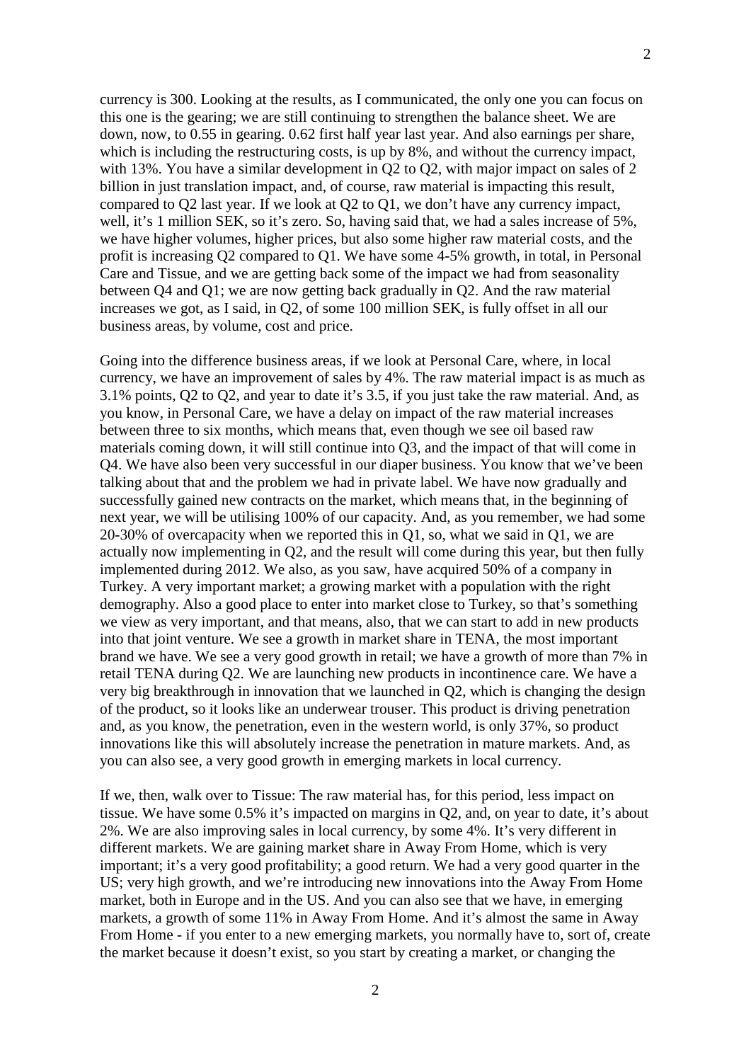currency is 300. Looking at the results, as I communicated, the only one you can focus on this one is the gearing; we are still continuing to strengthen the balance sheet. We are down, now, to 0.55 in gearing. 0.62 first half year last year. And also earnings per share, which is including the restructuring costs, is up by 8%, and without the currency impact, with 13%. You have a similar development in Q2 to Q2, with major impact on sales of 2 billion in just translation impact, and, of course, raw material is impacting this result, compared to Q2 last year. If we look at Q2 to Q1, we don't have any currency impact, well, it's 1 million SEK, so it's zero. So, having said that, we had a sales increase of 5%, we have higher volumes, higher prices, but also some higher raw material costs, and the profit is increasing Q2 compared to Q1. We have some 4-5% growth, in total, in Personal Care and Tissue, and we are getting back some of the impact we had from seasonality between Q4 and Q1; we are now getting back gradually in Q2. And the raw material increases we got, as I said, in Q2, of some 100 million SEK, is fully offset in all our business areas, by volume, cost and price.

Going into the difference business areas, if we look at Personal Care, where, in local currency, we have an improvement of sales by 4%. The raw material impact is as much as 3.1% points, Q2 to Q2, and year to date it's 3.5, if you just take the raw material. And, as you know, in Personal Care, we have a delay on impact of the raw material increases between three to six months, which means that, even though we see oil based raw materials coming down, it will still continue into Q3, and the impact of that will come in Q4. We have also been very successful in our diaper business. You know that we've been talking about that and the problem we had in private label. We have now gradually and successfully gained new contracts on the market, which means that, in the beginning of next year, we will be utilising 100% of our capacity. And, as you remember, we had some 20-30% of overcapacity when we reported this in Q1, so, what we said in Q1, we are actually now implementing in Q2, and the result will come during this year, but then fully implemented during 2012. We also, as you saw, have acquired 50% of a company in Turkey. A very important market; a growing market with a population with the right demography. Also a good place to enter into market close to Turkey, so that's something we view as very important, and that means, also, that we can start to add in new products into that joint venture. We see a growth in market share in TENA, the most important brand we have. We see a very good growth in retail; we have a growth of more than 7% in retail TENA during Q2. We are launching new products in incontinence care. We have a very big breakthrough in innovation that we launched in Q2, which is changing the design of the product, so it looks like an underwear trouser. This product is driving penetration and, as you know, the penetration, even in the western world, is only 37%, so product innovations like this will absolutely increase the penetration in mature markets. And, as you can also see, a very good growth in emerging markets in local currency.

If we, then, walk over to Tissue: The raw material has, for this period, less impact on tissue. We have some 0.5% it's impacted on margins in Q2, and, on year to date, it's about 2%. We are also improving sales in local currency, by some 4%. It's very different in different markets. We are gaining market share in Away From Home, which is very important; it's a very good profitability; a good return. We had a very good quarter in the US; very high growth, and we're introducing new innovations into the Away From Home market, both in Europe and in the US. And you can also see that we have, in emerging markets, a growth of some 11% in Away From Home. And it's almost the same in Away From Home - if you enter to a new emerging markets, you normally have to, sort of, create the market because it doesn't exist, so you start by creating a market, or changing the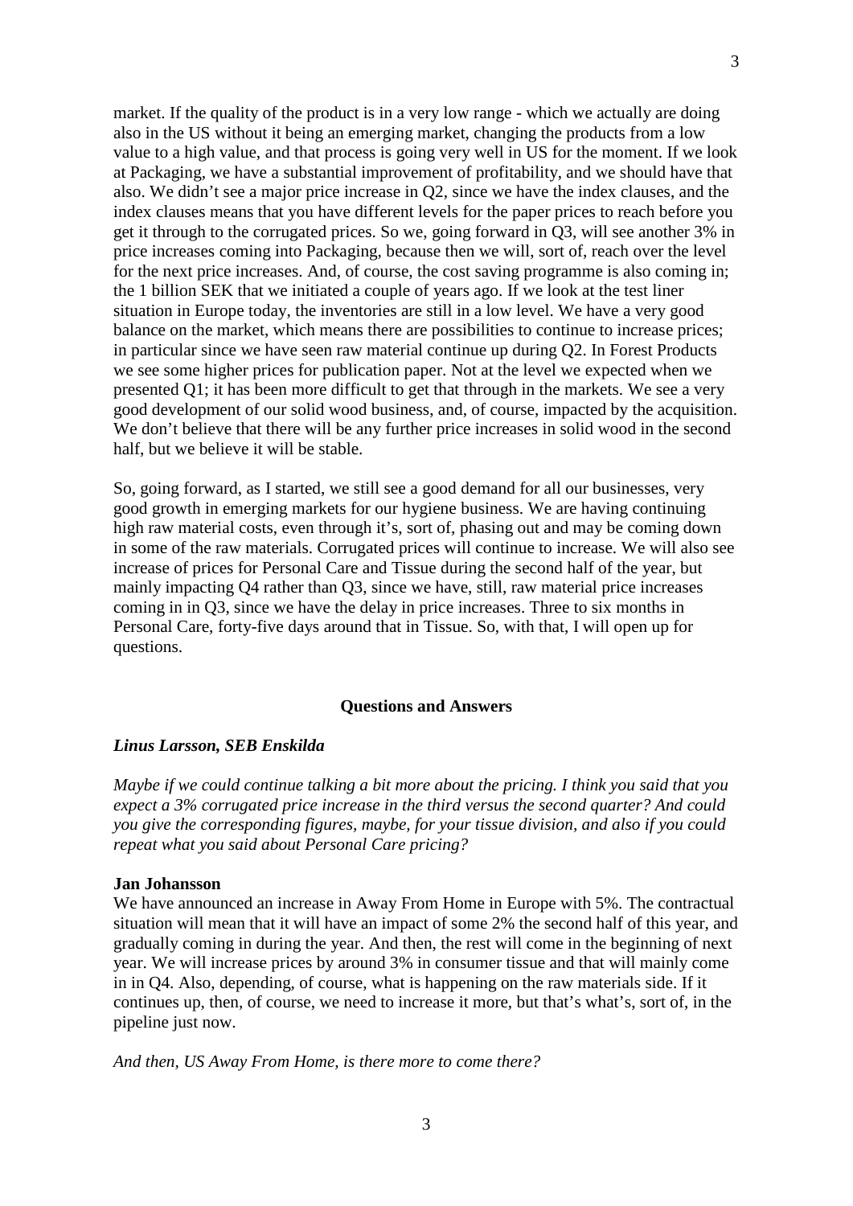market. If the quality of the product is in a very low range - which we actually are doing also in the US without it being an emerging market, changing the products from a low value to a high value, and that process is going very well in US for the moment. If we look at Packaging, we have a substantial improvement of profitability, and we should have that also. We didn't see a major price increase in Q2, since we have the index clauses, and the index clauses means that you have different levels for the paper prices to reach before you get it through to the corrugated prices. So we, going forward in Q3, will see another 3% in price increases coming into Packaging, because then we will, sort of, reach over the level for the next price increases. And, of course, the cost saving programme is also coming in; the 1 billion SEK that we initiated a couple of years ago. If we look at the test liner situation in Europe today, the inventories are still in a low level. We have a very good balance on the market, which means there are possibilities to continue to increase prices; in particular since we have seen raw material continue up during Q2. In Forest Products we see some higher prices for publication paper. Not at the level we expected when we presented Q1; it has been more difficult to get that through in the markets. We see a very good development of our solid wood business, and, of course, impacted by the acquisition. We don't believe that there will be any further price increases in solid wood in the second half, but we believe it will be stable.

So, going forward, as I started, we still see a good demand for all our businesses, very good growth in emerging markets for our hygiene business. We are having continuing high raw material costs, even through it's, sort of, phasing out and may be coming down in some of the raw materials. Corrugated prices will continue to increase. We will also see increase of prices for Personal Care and Tissue during the second half of the year, but mainly impacting Q4 rather than Q3, since we have, still, raw material price increases coming in in Q3, since we have the delay in price increases. Three to six months in Personal Care, forty-five days around that in Tissue. So, with that, I will open up for questions.

## Questions and Answers

***Linus Larsson, SEB Enskilda***

*Maybe if we could continue talking a bit more about the pricing. I think you said that you expect a 3% corrugated price increase in the third versus the second quarter? And could you give the corresponding figures, maybe, for your tissue division, and also if you could repeat what you said about Personal Care pricing?*

**Jan Johansson**

We have announced an increase in Away From Home in Europe with 5%. The contractual situation will mean that it will have an impact of some 2% the second half of this year, and gradually coming in during the year. And then, the rest will come in the beginning of next year. We will increase prices by around 3% in consumer tissue and that will mainly come in in Q4. Also, depending, of course, what is happening on the raw materials side. If it continues up, then, of course, we need to increase it more, but that's what's, sort of, in the pipeline just now.

*And then, US Away From Home, is there more to come there?*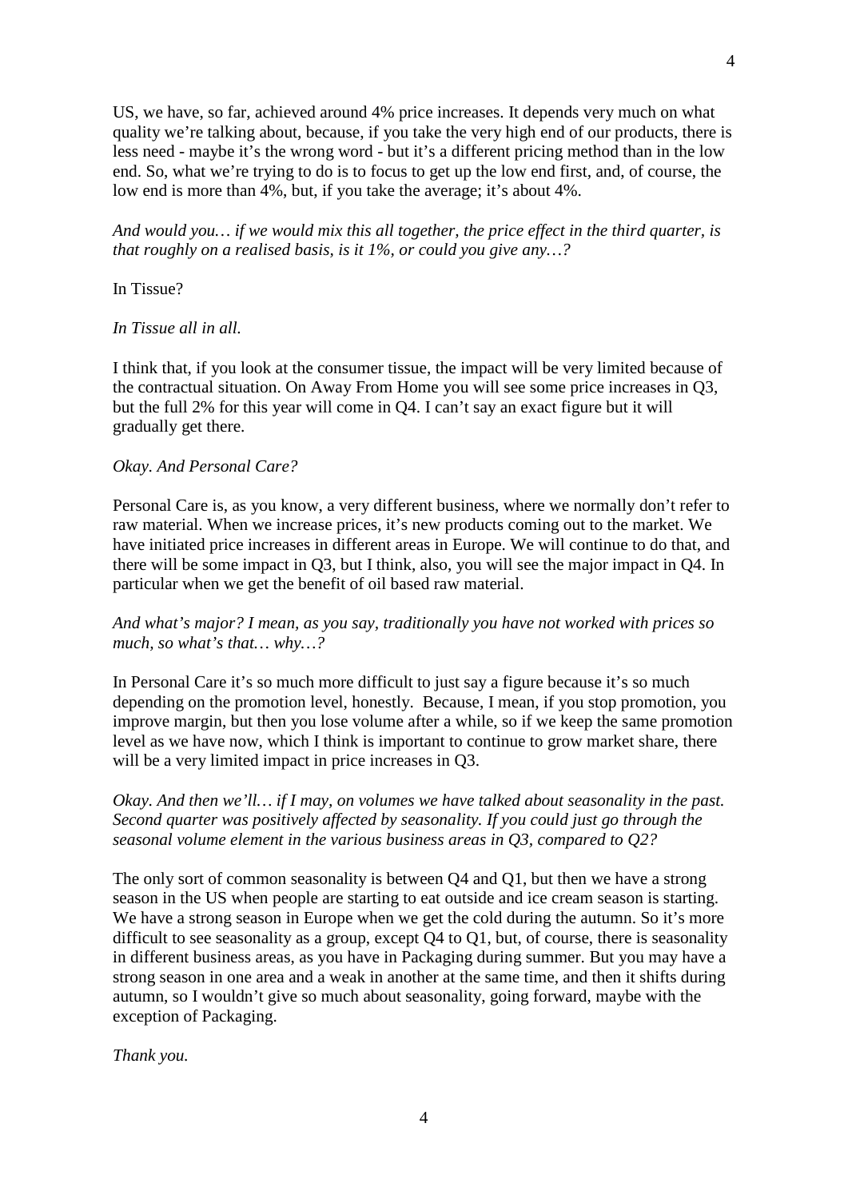US, we have, so far, achieved around 4% price increases. It depends very much on what quality we're talking about, because, if you take the very high end of our products, there is less need - maybe it's the wrong word - but it's a different pricing method than in the low end. So, what we're trying to do is to focus to get up the low end first, and, of course, the low end is more than 4%, but, if you take the average; it's about 4%.

*And would you… if we would mix this all together, the price effect in the third quarter, is that roughly on a realised basis, is it 1%, or could you give any…?*

In Tissue?

*In Tissue all in all.*

I think that, if you look at the consumer tissue, the impact will be very limited because of the contractual situation. On Away From Home you will see some price increases in Q3, but the full 2% for this year will come in Q4. I can't say an exact figure but it will gradually get there.

*Okay. And Personal Care?*

Personal Care is, as you know, a very different business, where we normally don't refer to raw material. When we increase prices, it's new products coming out to the market. We have initiated price increases in different areas in Europe. We will continue to do that, and there will be some impact in Q3, but I think, also, you will see the major impact in Q4. In particular when we get the benefit of oil based raw material.

*And what's major? I mean, as you say, traditionally you have not worked with prices so much, so what's that… why…?*

In Personal Care it's so much more difficult to just say a figure because it's so much depending on the promotion level, honestly. Because, I mean, if you stop promotion, you improve margin, but then you lose volume after a while, so if we keep the same promotion level as we have now, which I think is important to continue to grow market share, there will be a very limited impact in price increases in Q3.

*Okay. And then we'll… if I may, on volumes we have talked about seasonality in the past. Second quarter was positively affected by seasonality. If you could just go through the seasonal volume element in the various business areas in Q3, compared to Q2?*

The only sort of common seasonality is between Q4 and Q1, but then we have a strong season in the US when people are starting to eat outside and ice cream season is starting. We have a strong season in Europe when we get the cold during the autumn. So it's more difficult to see seasonality as a group, except Q4 to Q1, but, of course, there is seasonality in different business areas, as you have in Packaging during summer. But you may have a strong season in one area and a weak in another at the same time, and then it shifts during autumn, so I wouldn't give so much about seasonality, going forward, maybe with the exception of Packaging.

*Thank you.*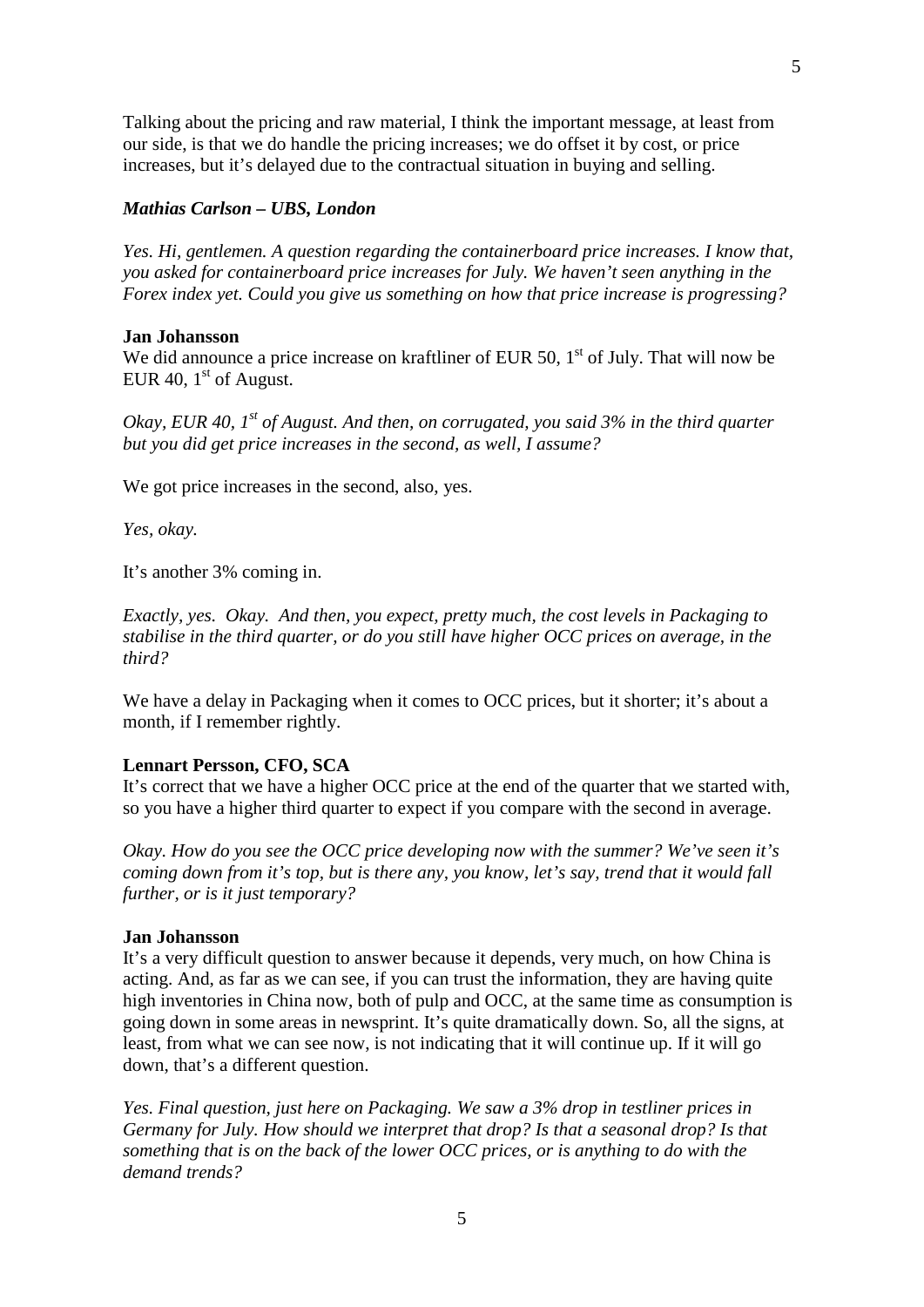Talking about the pricing and raw material, I think the important message, at least from our side, is that we do handle the pricing increases; we do offset it by cost, or price increases, but it's delayed due to the contractual situation in buying and selling.

***Mathias Carlson – UBS, London***

*Yes. Hi, gentlemen. A question regarding the containerboard price increases. I know that, you asked for containerboard price increases for July. We haven't seen anything in the Forex index yet. Could you give us something on how that price increase is progressing?*

**Jan Johansson**

We did announce a price increase on kraftliner of EUR 50, 1st of July. That will now be EUR 40, 1st of August.

*Okay, EUR 40, 1st of August. And then, on corrugated, you said 3% in the third quarter but you did get price increases in the second, as well, I assume?*

We got price increases in the second, also, yes.

*Yes, okay.*

It's another 3% coming in.

*Exactly, yes. Okay. And then, you expect, pretty much, the cost levels in Packaging to stabilise in the third quarter, or do you still have higher OCC prices on average, in the third?*

We have a delay in Packaging when it comes to OCC prices, but it shorter; it's about a month, if I remember rightly.

**Lennart Persson, CFO, SCA**

It's correct that we have a higher OCC price at the end of the quarter that we started with, so you have a higher third quarter to expect if you compare with the second in average.

*Okay. How do you see the OCC price developing now with the summer? We've seen it's coming down from it's top, but is there any, you know, let's say, trend that it would fall further, or is it just temporary?*

**Jan Johansson**

It's a very difficult question to answer because it depends, very much, on how China is acting. And, as far as we can see, if you can trust the information, they are having quite high inventories in China now, both of pulp and OCC, at the same time as consumption is going down in some areas in newsprint. It's quite dramatically down. So, all the signs, at least, from what we can see now, is not indicating that it will continue up. If it will go down, that's a different question.

*Yes. Final question, just here on Packaging. We saw a 3% drop in testliner prices in Germany for July. How should we interpret that drop? Is that a seasonal drop? Is that something that is on the back of the lower OCC prices, or is anything to do with the demand trends?*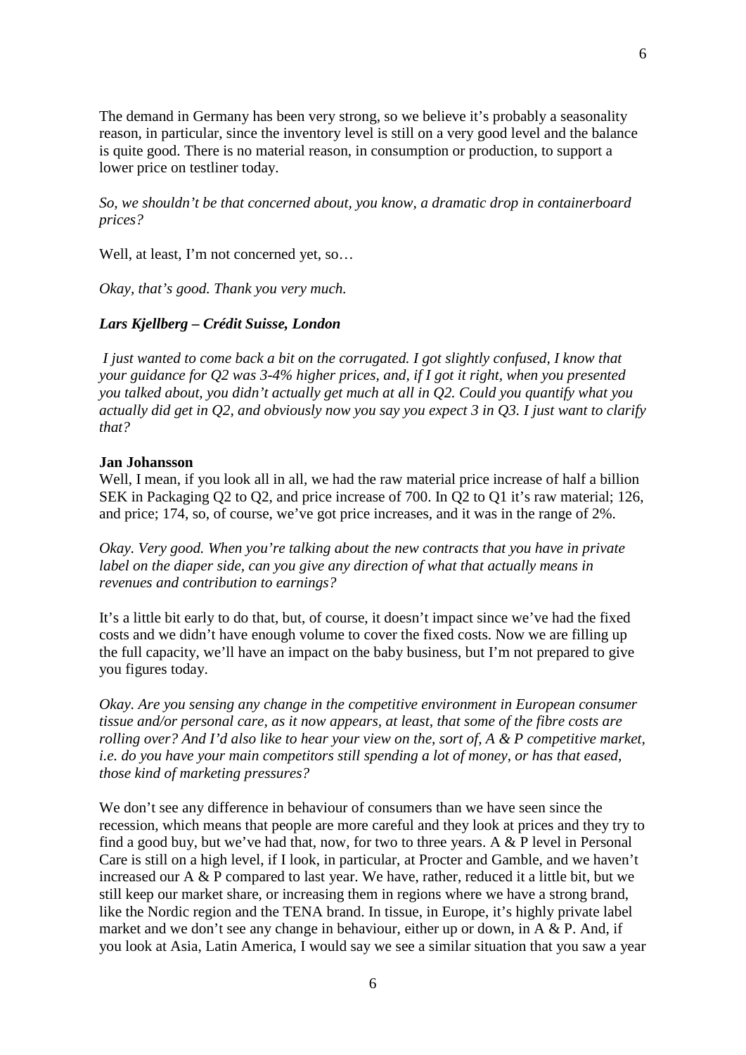The demand in Germany has been very strong, so we believe it's probably a seasonality reason, in particular, since the inventory level is still on a very good level and the balance is quite good. There is no material reason, in consumption or production, to support a lower price on testliner today.

*So, we shouldn't be that concerned about, you know, a dramatic drop in containerboard prices?*

Well, at least, I'm not concerned yet, so…

*Okay, that's good. Thank you very much.*

***Lars Kjellberg – Crédit Suisse, London***

*I just wanted to come back a bit on the corrugated. I got slightly confused, I know that your guidance for Q2 was 3-4% higher prices, and, if I got it right, when you presented you talked about, you didn't actually get much at all in Q2. Could you quantify what you actually did get in Q2, and obviously now you say you expect 3 in Q3. I just want to clarify that?*

**Jan Johansson**
Well, I mean, if you look all in all, we had the raw material price increase of half a billion SEK in Packaging Q2 to Q2, and price increase of 700. In Q2 to Q1 it's raw material; 126, and price; 174, so, of course, we've got price increases, and it was in the range of 2%.

*Okay. Very good. When you're talking about the new contracts that you have in private label on the diaper side, can you give any direction of what that actually means in revenues and contribution to earnings?*

It's a little bit early to do that, but, of course, it doesn't impact since we've had the fixed costs and we didn't have enough volume to cover the fixed costs. Now we are filling up the full capacity, we'll have an impact on the baby business, but I'm not prepared to give you figures today.

*Okay. Are you sensing any change in the competitive environment in European consumer tissue and/or personal care, as it now appears, at least, that some of the fibre costs are rolling over? And I'd also like to hear your view on the, sort of, A & P competitive market, i.e. do you have your main competitors still spending a lot of money, or has that eased, those kind of marketing pressures?*

We don't see any difference in behaviour of consumers than we have seen since the recession, which means that people are more careful and they look at prices and they try to find a good buy, but we've had that, now, for two to three years. A & P level in Personal Care is still on a high level, if I look, in particular, at Procter and Gamble, and we haven't increased our A & P compared to last year. We have, rather, reduced it a little bit, but we still keep our market share, or increasing them in regions where we have a strong brand, like the Nordic region and the TENA brand. In tissue, in Europe, it's highly private label market and we don't see any change in behaviour, either up or down, in A & P. And, if you look at Asia, Latin America, I would say we see a similar situation that you saw a year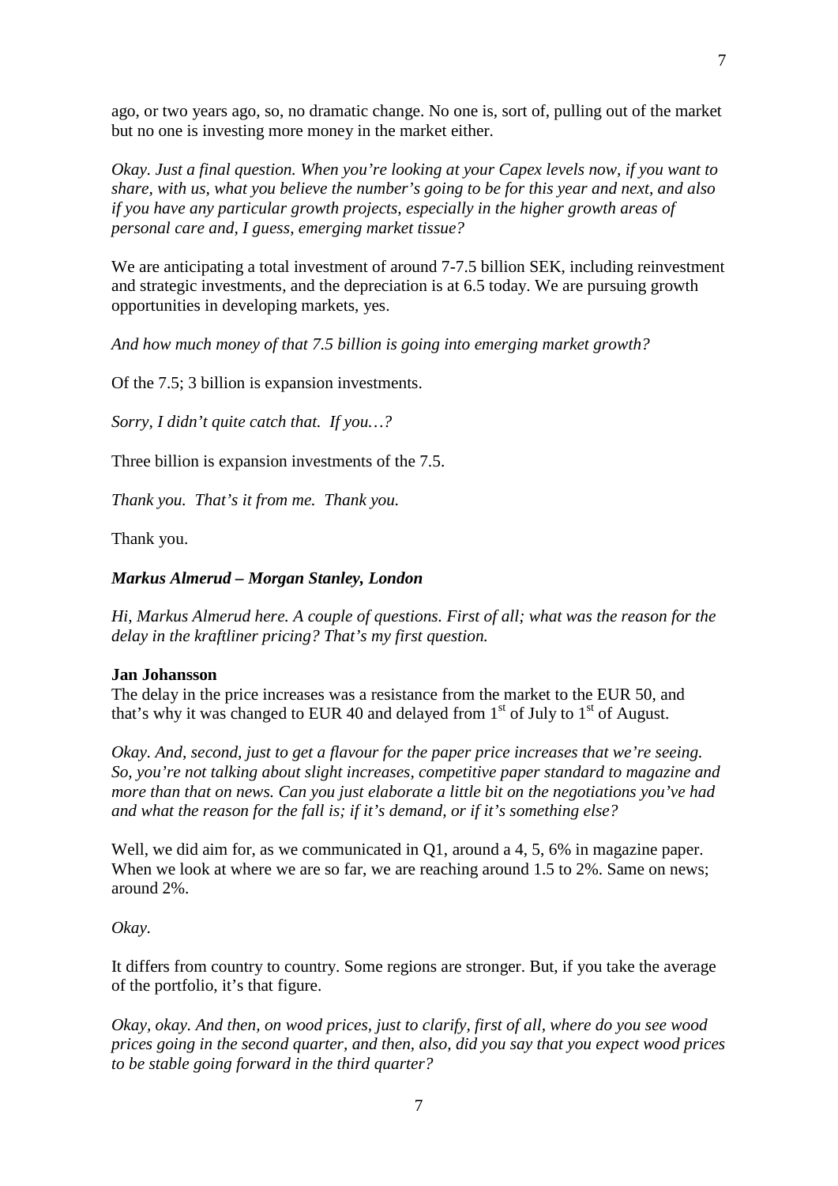ago, or two years ago, so, no dramatic change. No one is, sort of, pulling out of the market but no one is investing more money in the market either.

*Okay. Just a final question. When you're looking at your Capex levels now, if you want to share, with us, what you believe the number's going to be for this year and next, and also if you have any particular growth projects, especially in the higher growth areas of personal care and, I guess, emerging market tissue?*

We are anticipating a total investment of around 7-7.5 billion SEK, including reinvestment and strategic investments, and the depreciation is at 6.5 today. We are pursuing growth opportunities in developing markets, yes.

*And how much money of that 7.5 billion is going into emerging market growth?*

Of the 7.5; 3 billion is expansion investments.

*Sorry, I didn't quite catch that. If you…?*

Three billion is expansion investments of the 7.5.

*Thank you. That's it from me. Thank you.*

Thank you.

***Markus Almerud – Morgan Stanley, London***

*Hi, Markus Almerud here. A couple of questions. First of all; what was the reason for the delay in the kraftliner pricing? That's my first question.*

**Jan Johansson**

The delay in the price increases was a resistance from the market to the EUR 50, and that's why it was changed to EUR 40 and delayed from 1st of July to 1st of August.

*Okay. And, second, just to get a flavour for the paper price increases that we're seeing. So, you're not talking about slight increases, competitive paper standard to magazine and more than that on news. Can you just elaborate a little bit on the negotiations you've had and what the reason for the fall is; if it's demand, or if it's something else?*

Well, we did aim for, as we communicated in Q1, around a 4, 5, 6% in magazine paper. When we look at where we are so far, we are reaching around 1.5 to 2%. Same on news; around 2%.

*Okay.*

It differs from country to country. Some regions are stronger. But, if you take the average of the portfolio, it's that figure.

*Okay, okay. And then, on wood prices, just to clarify, first of all, where do you see wood prices going in the second quarter, and then, also, did you say that you expect wood prices to be stable going forward in the third quarter?*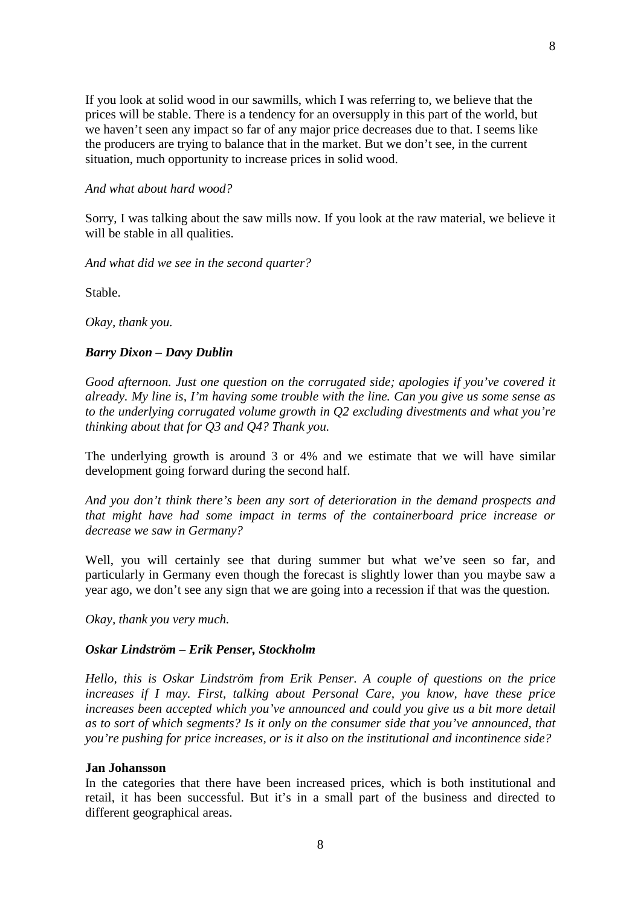If you look at solid wood in our sawmills, which I was referring to, we believe that the prices will be stable. There is a tendency for an oversupply in this part of the world, but we haven't seen any impact so far of any major price decreases due to that. I seems like the producers are trying to balance that in the market. But we don't see, in the current situation, much opportunity to increase prices in solid wood.

*And what about hard wood?*

Sorry, I was talking about the saw mills now. If you look at the raw material, we believe it will be stable in all qualities.

*And what did we see in the second quarter?*

Stable.

*Okay, thank you.*

***Barry Dixon – Davy Dublin***

*Good afternoon. Just one question on the corrugated side; apologies if you've covered it already. My line is, I'm having some trouble with the line. Can you give us some sense as to the underlying corrugated volume growth in Q2 excluding divestments and what you're thinking about that for Q3 and Q4? Thank you.*

The underlying growth is around 3 or 4% and we estimate that we will have similar development going forward during the second half.

*And you don't think there's been any sort of deterioration in the demand prospects and that might have had some impact in terms of the containerboard price increase or decrease we saw in Germany?*

Well, you will certainly see that during summer but what we've seen so far, and particularly in Germany even though the forecast is slightly lower than you maybe saw a year ago, we don't see any sign that we are going into a recession if that was the question.

*Okay, thank you very much.*

***Oskar Lindström – Erik Penser, Stockholm***

*Hello, this is Oskar Lindström from Erik Penser. A couple of questions on the price increases if I may. First, talking about Personal Care, you know, have these price increases been accepted which you've announced and could you give us a bit more detail as to sort of which segments? Is it only on the consumer side that you've announced, that you're pushing for price increases, or is it also on the institutional and incontinence side?*

**Jan Johansson**
In the categories that there have been increased prices, which is both institutional and retail, it has been successful. But it's in a small part of the business and directed to different geographical areas.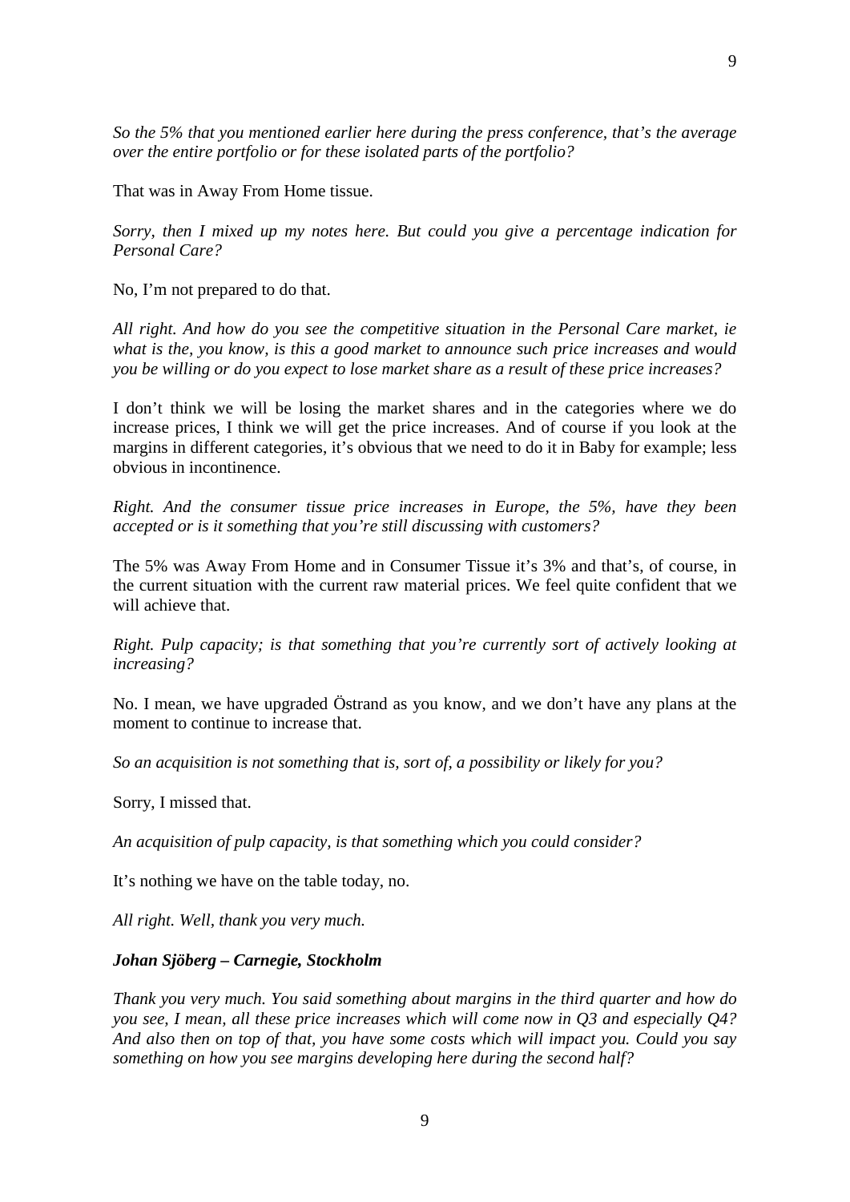*So the 5% that you mentioned earlier here during the press conference, that's the average over the entire portfolio or for these isolated parts of the portfolio?*

That was in Away From Home tissue.

*Sorry, then I mixed up my notes here. But could you give a percentage indication for Personal Care?*

No, I'm not prepared to do that.

*All right. And how do you see the competitive situation in the Personal Care market, ie what is the, you know, is this a good market to announce such price increases and would you be willing or do you expect to lose market share as a result of these price increases?*

I don't think we will be losing the market shares and in the categories where we do increase prices, I think we will get the price increases. And of course if you look at the margins in different categories, it's obvious that we need to do it in Baby for example; less obvious in incontinence.

*Right. And the consumer tissue price increases in Europe, the 5%, have they been accepted or is it something that you're still discussing with customers?*

The 5% was Away From Home and in Consumer Tissue it's 3% and that's, of course, in the current situation with the current raw material prices. We feel quite confident that we will achieve that.

*Right. Pulp capacity; is that something that you're currently sort of actively looking at increasing?*

No. I mean, we have upgraded Östrand as you know, and we don't have any plans at the moment to continue to increase that.

*So an acquisition is not something that is, sort of, a possibility or likely for you?*

Sorry, I missed that.

*An acquisition of pulp capacity, is that something which you could consider?*

It's nothing we have on the table today, no.

*All right. Well, thank you very much.*

***Johan Sjöberg – Carnegie, Stockholm***

*Thank you very much. You said something about margins in the third quarter and how do you see, I mean, all these price increases which will come now in Q3 and especially Q4? And also then on top of that, you have some costs which will impact you. Could you say something on how you see margins developing here during the second half?*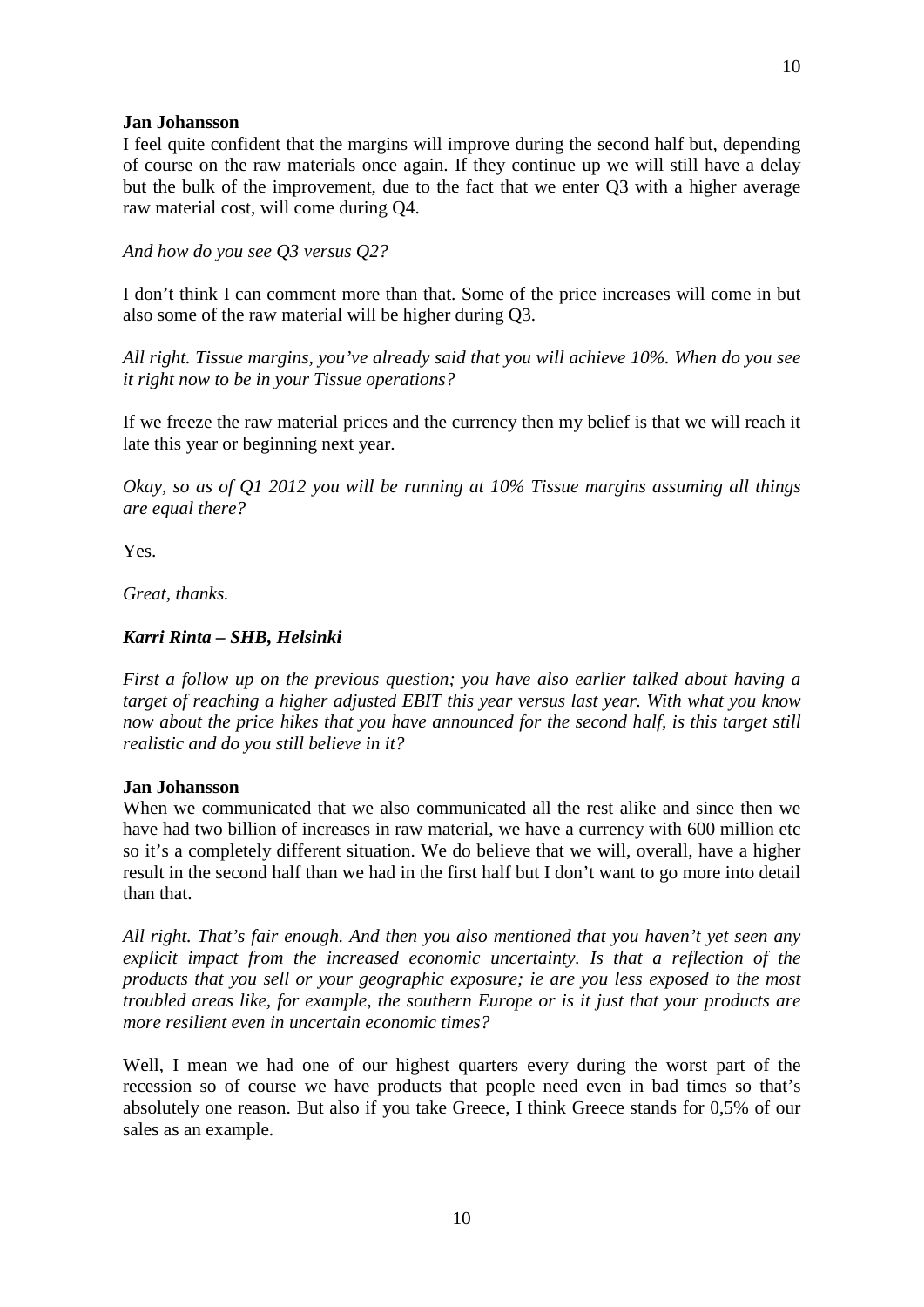**Jan Johansson**

I feel quite confident that the margins will improve during the second half but, depending of course on the raw materials once again. If they continue up we will still have a delay but the bulk of the improvement, due to the fact that we enter Q3 with a higher average raw material cost, will come during Q4.

*And how do you see Q3 versus Q2?*

I don't think I can comment more than that. Some of the price increases will come in but also some of the raw material will be higher during Q3.

*All right. Tissue margins, you've already said that you will achieve 10%. When do you see it right now to be in your Tissue operations?*

If we freeze the raw material prices and the currency then my belief is that we will reach it late this year or beginning next year.

*Okay, so as of Q1 2012 you will be running at 10% Tissue margins assuming all things are equal there?*

Yes.

*Great, thanks.*

***Karri Rinta – SHB, Helsinki***

*First a follow up on the previous question; you have also earlier talked about having a target of reaching a higher adjusted EBIT this year versus last year. With what you know now about the price hikes that you have announced for the second half, is this target still realistic and do you still believe in it?*

**Jan Johansson**

When we communicated that we also communicated all the rest alike and since then we have had two billion of increases in raw material, we have a currency with 600 million etc so it's a completely different situation. We do believe that we will, overall, have a higher result in the second half than we had in the first half but I don't want to go more into detail than that.

*All right. That's fair enough. And then you also mentioned that you haven't yet seen any explicit impact from the increased economic uncertainty. Is that a reflection of the products that you sell or your geographic exposure; ie are you less exposed to the most troubled areas like, for example, the southern Europe or is it just that your products are more resilient even in uncertain economic times?*

Well, I mean we had one of our highest quarters every during the worst part of the recession so of course we have products that people need even in bad times so that's absolutely one reason. But also if you take Greece, I think Greece stands for 0,5% of our sales as an example.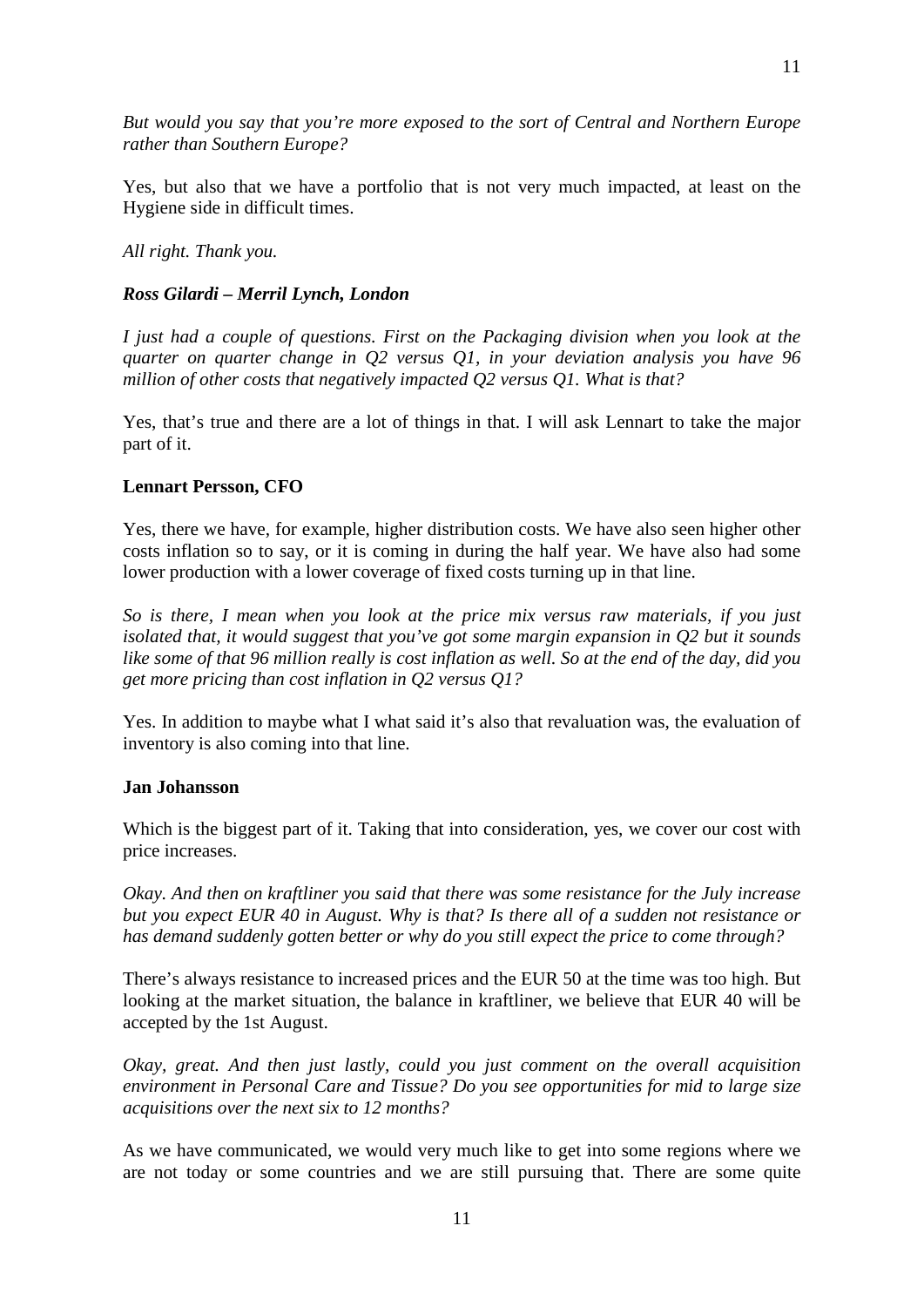*But would you say that you're more exposed to the sort of Central and Northern Europe rather than Southern Europe?*

Yes, but also that we have a portfolio that is not very much impacted, at least on the Hygiene side in difficult times.

*All right. Thank you.*

***Ross Gilardi – Merril Lynch, London***

*I just had a couple of questions. First on the Packaging division when you look at the quarter on quarter change in Q2 versus Q1, in your deviation analysis you have 96 million of other costs that negatively impacted Q2 versus Q1. What is that?*

Yes, that's true and there are a lot of things in that. I will ask Lennart to take the major part of it.

**Lennart Persson, CFO**

Yes, there we have, for example, higher distribution costs. We have also seen higher other costs inflation so to say, or it is coming in during the half year. We have also had some lower production with a lower coverage of fixed costs turning up in that line.

*So is there, I mean when you look at the price mix versus raw materials, if you just isolated that, it would suggest that you've got some margin expansion in Q2 but it sounds like some of that 96 million really is cost inflation as well. So at the end of the day, did you get more pricing than cost inflation in Q2 versus Q1?*

Yes. In addition to maybe what I what said it's also that revaluation was, the evaluation of inventory is also coming into that line.

**Jan Johansson**

Which is the biggest part of it. Taking that into consideration, yes, we cover our cost with price increases.

*Okay. And then on kraftliner you said that there was some resistance for the July increase but you expect EUR 40 in August. Why is that? Is there all of a sudden not resistance or has demand suddenly gotten better or why do you still expect the price to come through?*

There's always resistance to increased prices and the EUR 50 at the time was too high. But looking at the market situation, the balance in kraftliner, we believe that EUR 40 will be accepted by the 1st August.

*Okay, great. And then just lastly, could you just comment on the overall acquisition environment in Personal Care and Tissue? Do you see opportunities for mid to large size acquisitions over the next six to 12 months?*

As we have communicated, we would very much like to get into some regions where we are not today or some countries and we are still pursuing that. There are some quite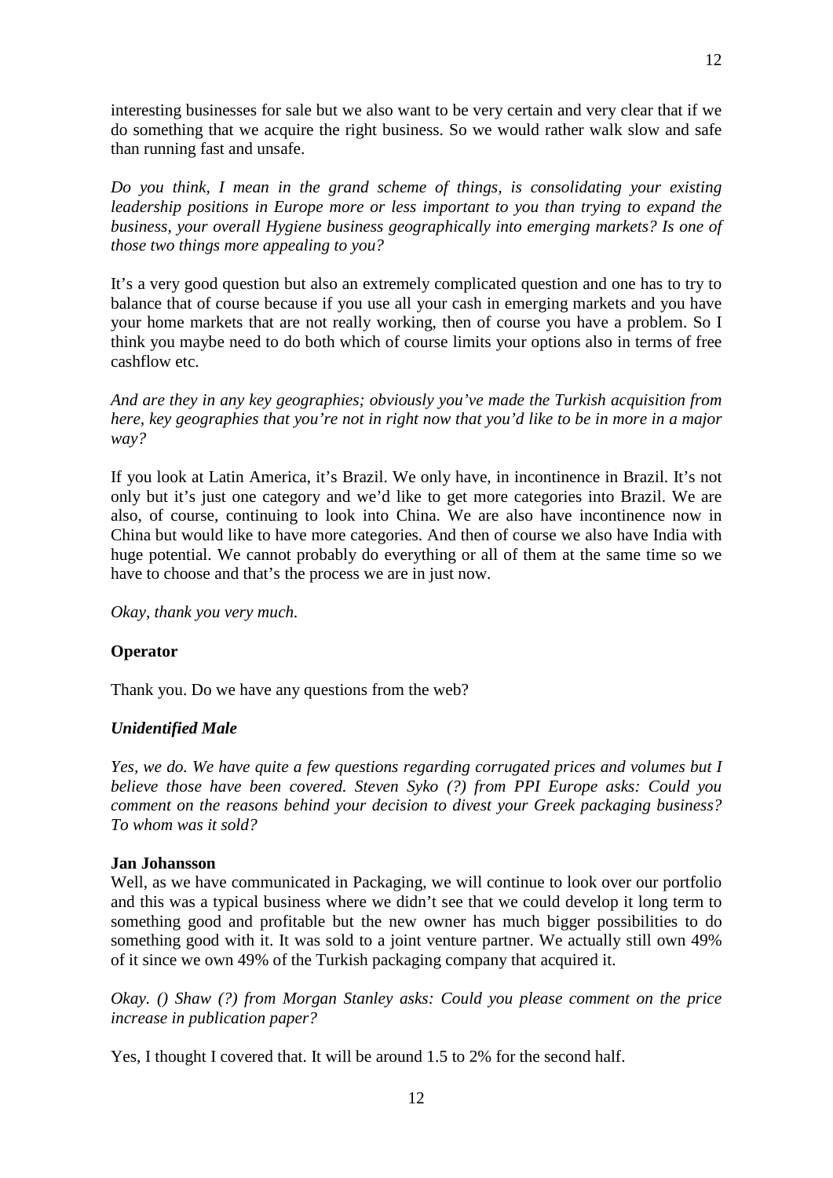interesting businesses for sale but we also want to be very certain and very clear that if we do something that we acquire the right business. So we would rather walk slow and safe than running fast and unsafe.

*Do you think, I mean in the grand scheme of things, is consolidating your existing leadership positions in Europe more or less important to you than trying to expand the business, your overall Hygiene business geographically into emerging markets? Is one of those two things more appealing to you?*

It's a very good question but also an extremely complicated question and one has to try to balance that of course because if you use all your cash in emerging markets and you have your home markets that are not really working, then of course you have a problem. So I think you maybe need to do both which of course limits your options also in terms of free cashflow etc.

*And are they in any key geographies; obviously you've made the Turkish acquisition from here, key geographies that you're not in right now that you'd like to be in more in a major way?*

If you look at Latin America, it's Brazil. We only have, in incontinence in Brazil. It's not only but it's just one category and we'd like to get more categories into Brazil. We are also, of course, continuing to look into China. We are also have incontinence now in China but would like to have more categories. And then of course we also have India with huge potential. We cannot probably do everything or all of them at the same time so we have to choose and that's the process we are in just now.

*Okay, thank you very much.*

**Operator**

Thank you. Do we have any questions from the web?

***Unidentified Male***

*Yes, we do. We have quite a few questions regarding corrugated prices and volumes but I believe those have been covered. Steven Syko (?) from PPI Europe asks: Could you comment on the reasons behind your decision to divest your Greek packaging business? To whom was it sold?*

**Jan Johansson**

Well, as we have communicated in Packaging, we will continue to look over our portfolio and this was a typical business where we didn't see that we could develop it long term to something good and profitable but the new owner has much bigger possibilities to do something good with it. It was sold to a joint venture partner. We actually still own 49% of it since we own 49% of the Turkish packaging company that acquired it.

*Okay. () Shaw (?) from Morgan Stanley asks: Could you please comment on the price increase in publication paper?*

Yes, I thought I covered that. It will be around 1.5 to 2% for the second half.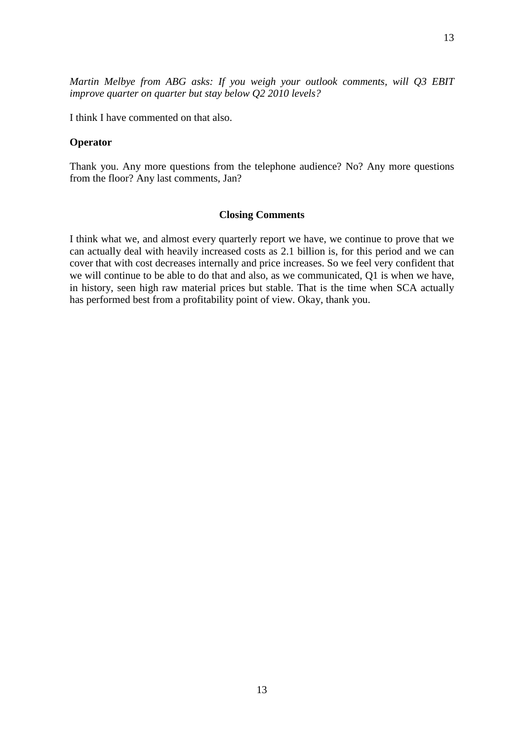*Martin Melbye from ABG asks: If you weigh your outlook comments, will Q3 EBIT improve quarter on quarter but stay below Q2 2010 levels?*

I think I have commented on that also.

**Operator**

Thank you. Any more questions from the telephone audience? No? Any more questions from the floor? Any last comments, Jan?

## Closing Comments

I think what we, and almost every quarterly report we have, we continue to prove that we can actually deal with heavily increased costs as 2.1 billion is, for this period and we can cover that with cost decreases internally and price increases. So we feel very confident that we will continue to be able to do that and also, as we communicated, Q1 is when we have, in history, seen high raw material prices but stable. That is the time when SCA actually has performed best from a profitability point of view. Okay, thank you.